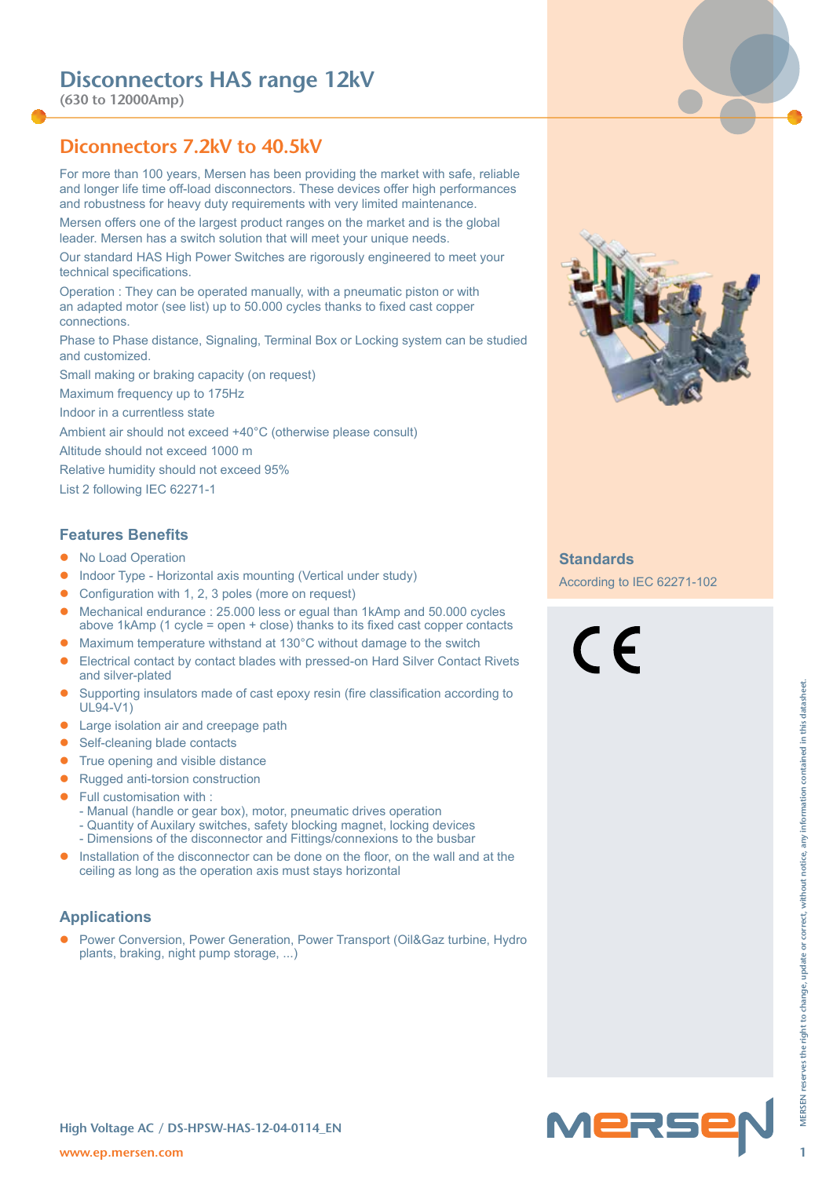# Disconnectors HAS range 12kV

**(630 to 12000Amp)**

## Diconnectors 7.2kV to 40.5kV

For more than 100 years, Mersen has been providing the market with safe, reliable and longer life time off-load disconnectors. These devices offer high performances and robustness for heavy duty requirements with very limited maintenance.

Mersen offers one of the largest product ranges on the market and is the global leader. Mersen has a switch solution that will meet your unique needs.

Our standard HAS High Power Switches are rigorously engineered to meet your technical specifications.

Operation : They can be operated manually, with a pneumatic piston or with an adapted motor (see list) up to 50.000 cycles thanks to fixed cast copper connections.

Phase to Phase distance, Signaling, Terminal Box or Locking system can be studied and customized.

Small making or braking capacity (on request)

Maximum frequency up to 175Hz

Indoor in a currentless state

Ambient air should not exceed +40°C (otherwise please consult)

Altitude should not exceed 1000 m

Relative humidity should not exceed 95%

List 2 following IEC 62271-1

### Features Benefits

- No Load Operation
- Indoor Type - Horizontal axis mounting (Vertical under study)
- Configuration with 1, 2, 3 poles (more on request)
- Mechanical endurance : 25.000 less or egual than 1kAmp and 50.000 cycles above 1kAmp (1 cycle = open + close) thanks to its fixed cast copper contacts
- Maximum temperature withstand at 130°C without damage to the switch
- Electrical contact by contact blades with pressed-on Hard Silver Contact Rivets and silver-plated
- Supporting insulators made of cast epoxy resin (fire classification according to UL94-V1)
- Large isolation air and creepage path
- Self-cleaning blade contacts
- True opening and visible distance
- Rugged anti-torsion construction
- Full customisation with :
  - Manual (handle or gear box), motor, pneumatic drives operation
  - Quantity of Auxilary switches, safety blocking magnet, locking devices
  - Dimensions of the disconnector and Fittings/connexions to the busbar
- Installation of the disconnector can be done on the floor, on the wall and at the ceiling as long as the operation axis must stays horizontal

### Applications

- Power Conversion, Power Generation, Power Transport (Oil&Gaz turbine, Hydro plants, braking, night pump storage, ...)

### Standards

According to IEC 62271-102

CE

MERSEN reserves the right to change, update or correct, without notice, any information contained in this datasheet.

High Voltage AC / DS-HPSW-HAS-12-04-0114_EN

www.ep.mersen.com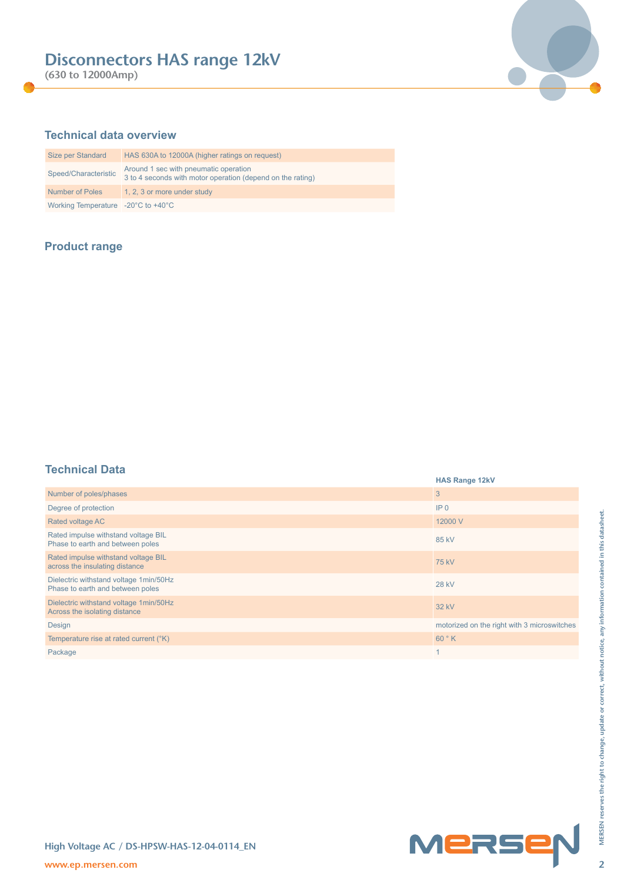# Disconnectors HAS range 12kV

(630 to 12000Amp)

## Technical data overview

| | |
|---|---|
| Size per Standard | HAS 630A to 12000A (higher ratings on request) |
| Speed/Characteristic | Around 1 sec with pneumatic operation<br>3 to 4 seconds with motor operation (depend on the rating) |
| Number of Poles | 1, 2, 3 or more under study |
| Working Temperature | -20°C to +40°C |

## Product range

## Technical Data

| | HAS Range 12kV |
|---|---|
| Number of poles/phases | 3 |
| Degree of protection | IP 0 |
| Rated voltage AC | 12000 V |
| Rated impulse withstand voltage BIL<br>Phase to earth and between poles | 85 kV |
| Rated impulse withstand voltage BIL<br>across the insulating distance | 75 kV |
| Dielectric withstand voltage 1min/50Hz<br>Phase to earth and between poles | 28 kV |
| Dielectric withstand voltage 1min/50Hz<br>Across the isolating distance | 32 kV |
| Design | motorized on the right with 3 microswitches |
| Temperature rise at rated current (°K) | 60 ° K |
| Package | 1 |

MERSEN reserves the right to change, update or correct, without notice, any information contained in this datasheet.

High Voltage AC / DS-HPSW-HAS-12-04-0114_EN

www.ep.mersen.com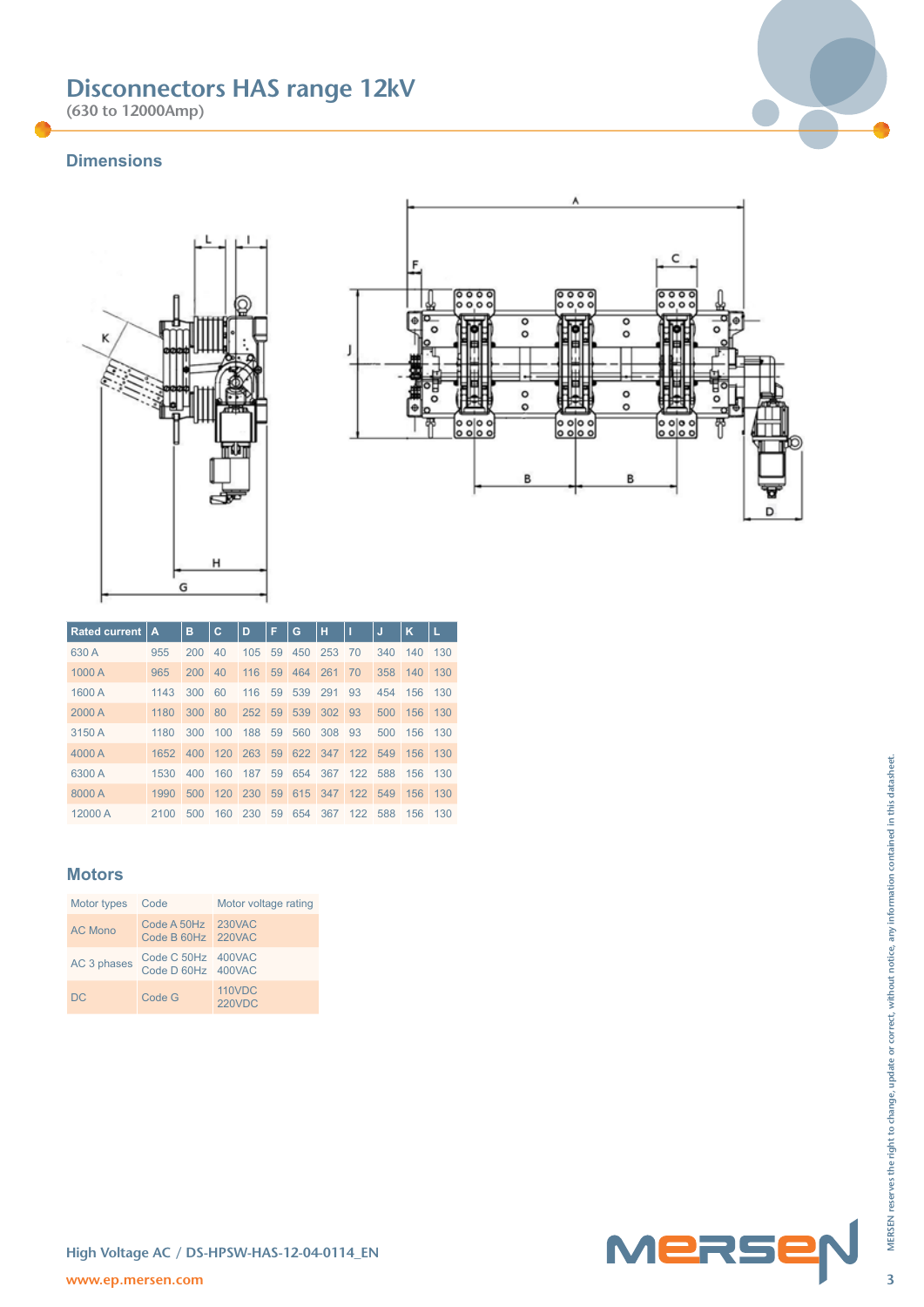# Disconnectors HAS range 12kV

(630 to 12000Amp)

## Dimensions

| Rated current | A | B | C | D | F | G | H | I | J | K | L |
|---|---|---|---|---|---|---|---|---|---|---|---|
| 630 A | 955 | 200 | 40 | 105 | 59 | 450 | 253 | 70 | 340 | 140 | 130 |
| 1000 A | 965 | 200 | 40 | 116 | 59 | 464 | 261 | 70 | 358 | 140 | 130 |
| 1600 A | 1143 | 300 | 60 | 116 | 59 | 539 | 291 | 93 | 454 | 156 | 130 |
| 2000 A | 1180 | 300 | 80 | 252 | 59 | 539 | 302 | 93 | 500 | 156 | 130 |
| 3150 A | 1180 | 300 | 100 | 188 | 59 | 560 | 308 | 93 | 500 | 156 | 130 |
| 4000 A | 1652 | 400 | 120 | 263 | 59 | 622 | 347 | 122 | 549 | 156 | 130 |
| 6300 A | 1530 | 400 | 160 | 187 | 59 | 654 | 367 | 122 | 588 | 156 | 130 |
| 8000 A | 1990 | 500 | 120 | 230 | 59 | 615 | 347 | 122 | 549 | 156 | 130 |
| 12000 A | 2100 | 500 | 160 | 230 | 59 | 654 | 367 | 122 | 588 | 156 | 130 |

## Motors

| Motor types | Code | Motor voltage rating |
|---|---|---|
| AC Mono | Code A 50Hz<br>Code B 60Hz | 230VAC<br>220VAC |
| AC 3 phases | Code C 50Hz<br>Code D 60Hz | 400VAC<br>400VAC |
| DC | Code G | 110VDC<br>220VDC |

High Voltage AC / DS-HPSW-HAS-12-04-0114_EN

www.ep.mersen.com

MERSEN reserves the right to change, update or correct, without notice, any information contained in this datasheet.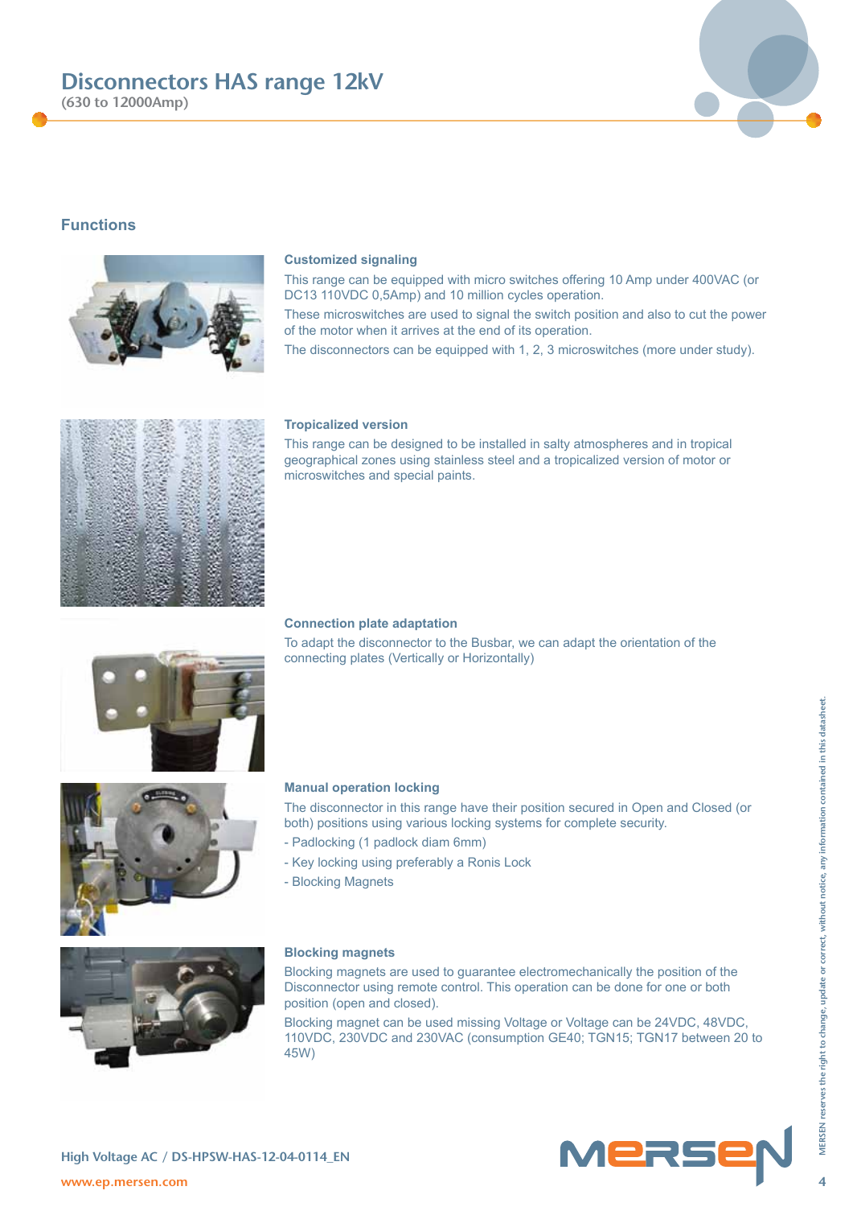## Functions

### Customized signaling

This range can be equipped with micro switches offering 10 Amp under 400VAC (or DC13 110VDC 0,5Amp) and 10 million cycles operation.

These microswitches are used to signal the switch position and also to cut the power of the motor when it arrives at the end of its operation.

The disconnectors can be equipped with 1, 2, 3 microswitches (more under study).

### Tropicalized version

This range can be designed to be installed in salty atmospheres and in tropical geographical zones using stainless steel and a tropicalized version of motor or microswitches and special paints.

### Connection plate adaptation

To adapt the disconnector to the Busbar, we can adapt the orientation of the connecting plates (Vertically or Horizontally)

### Manual operation locking

The disconnector in this range have their position secured in Open and Closed (or both) positions using various locking systems for complete security.

- Padlocking (1 padlock diam 6mm)
- Key locking using preferably a Ronis Lock
- Blocking Magnets

### Blocking magnets

Blocking magnets are used to guarantee electromechanically the position of the Disconnector using remote control. This operation can be done for one or both position (open and closed).

Blocking magnet can be used missing Voltage or Voltage can be 24VDC, 48VDC, 110VDC, 230VDC and 230VAC (consumption GE40; TGN15; TGN17 between 20 to 45W)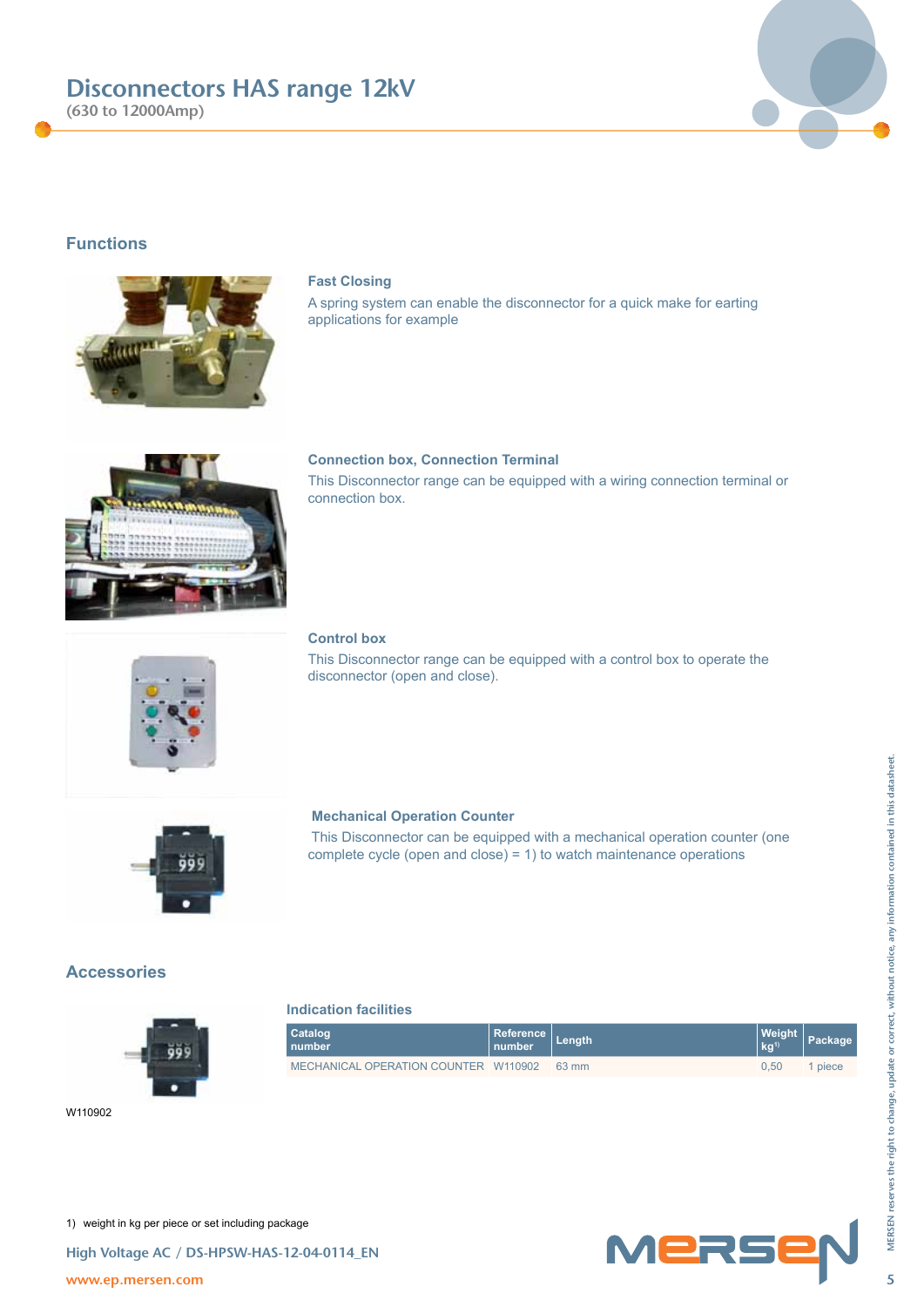# Disconnectors HAS range 12kV

(630 to 12000Amp)

## Functions

### Fast Closing

A spring system can enable the disconnector for a quick make for earting applications for example

### Connection box, Connection Terminal

This Disconnector range can be equipped with a wiring connection terminal or connection box.

### Control box

This Disconnector range can be equipped with a control box to operate the disconnector (open and close).

### Mechanical Operation Counter

This Disconnector can be equipped with a mechanical operation counter (one complete cycle (open and close) = 1) to watch maintenance operations

## Accessories

W110902

### Indication facilities

| Catalog number | Reference number | Length | Weight kg[1] | Package |
|---|---|---|---|---|
| MECHANICAL OPERATION COUNTER | W110902 | 63 mm | 0,50 | 1 piece |

1) weight in kg per piece or set including package

High Voltage AC / DS-HPSW-HAS-12-04-0114_EN

www.ep.mersen.com

MERSEN reserves the right to change, update or correct, without notice, any information contained in this datasheet.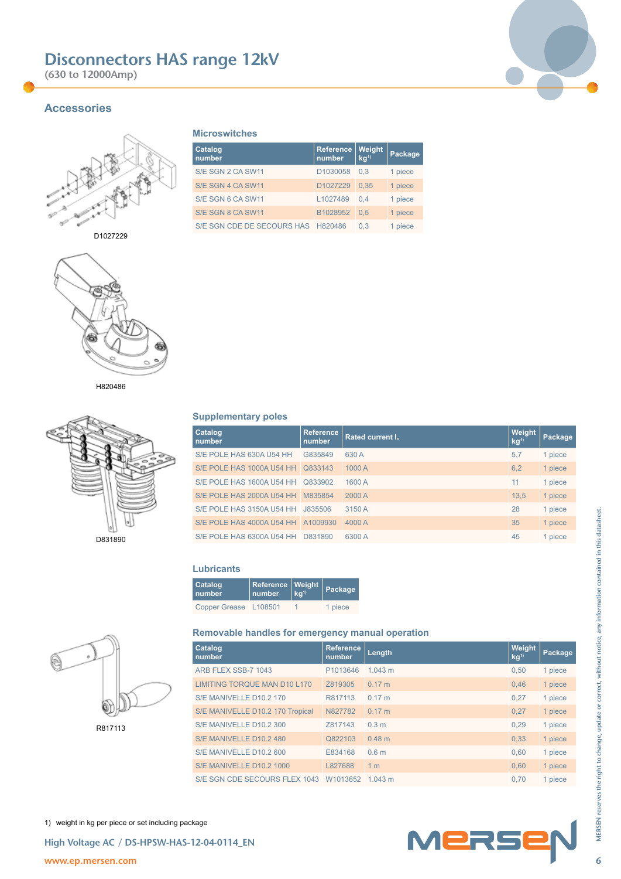# Disconnectors HAS range 12kV

(630 to 12000Amp)

## Accessories

### Microswitches

| Catalog number | Reference number | Weight kg[1] | Package |
|---|---|---|---|
| S/E SGN 2 CA SW11 | D1030058 | 0,3 | 1 piece |
| S/E SGN 4 CA SW11 | D1027229 | 0,35 | 1 piece |
| S/E SGN 6 CA SW11 | L1027489 | 0,4 | 1 piece |
| S/E SGN 8 CA SW11 | B1028952 | 0,5 | 1 piece |
| S/E SGN CDE DE SECOURS HAS | H820486 | 0,3 | 1 piece |

D1027229

H820486

### Supplementary poles

| Catalog number | Reference number | Rated current $I_n$ | Weight kg[1] | Package |
|---|---|---|---|---|
| S/E POLE HAS 630A U54 HH | G835849 | 630 A | 5,7 | 1 piece |
| S/E POLE HAS 1000A U54 HH | Q833143 | 1000 A | 6,2 | 1 piece |
| S/E POLE HAS 1600A U54 HH | Q833902 | 1600 A | 11 | 1 piece |
| S/E POLE HAS 2000A U54 HH | M835854 | 2000 A | 13,5 | 1 piece |
| S/E POLE HAS 3150A U54 HH | J835506 | 3150 A | 28 | 1 piece |
| S/E POLE HAS 4000A U54 HH | A1009930 | 4000 A | 35 | 1 piece |
| S/E POLE HAS 6300A U54 HH | D831890 | 6300 A | 45 | 1 piece |

D831890

### Lubricants

| Catalog number | Reference number | Weight kg[1] | Package |
|---|---|---|---|
| Copper Grease | L108501 | 1 | 1 piece |

### Removable handles for emergency manual operation

| Catalog number | Reference number | Length | Weight kg[1] | Package |
|---|---|---|---|---|
| ARB FLEX SSB-7 1043 | P1013646 | 1.043 m | 0,50 | 1 piece |
| LIMITING TORQUE MAN D10 L170 | Z819305 | 0.17 m | 0,46 | 1 piece |
| S/E MANIVELLE D10.2 170 | R817113 | 0.17 m | 0,27 | 1 piece |
| S/E MANIVELLE D10.2 170 Tropical | N827782 | 0.17 m | 0,27 | 1 piece |
| S/E MANIVELLE D10.2 300 | Z817143 | 0.3 m | 0,29 | 1 piece |
| S/E MANIVELLE D10.2 480 | Q822103 | 0.48 m | 0,33 | 1 piece |
| S/E MANIVELLE D10.2 600 | E834168 | 0.6 m | 0,60 | 1 piece |
| S/E MANIVELLE D10.2 1000 | L827688 | 1 m | 0,60 | 1 piece |
| S/E SGN CDE SECOURS FLEX 1043 | W1013652 | 1.043 m | 0,70 | 1 piece |

R817113

1) weight in kg per piece or set including package

High Voltage AC / DS-HPSW-HAS-12-04-0114_EN

www.ep.mersen.com

MERSEN reserves the right to change, update or correct, without notice, any information contained in this datasheet.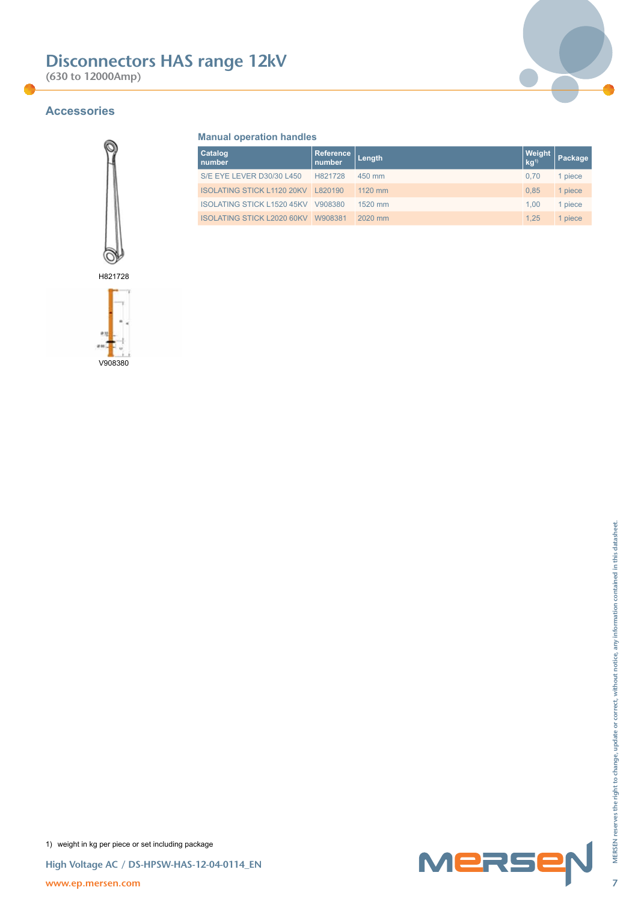# Disconnectors HAS range 12kV

(630 to 12000Amp)

## Accessories

### Manual operation handles

| Catalog number | Reference number | Length | Weight kg[1] | Package |
|---|---|---|---|---|
| S/E EYE LEVER D30/30 L450 | H821728 | 450 mm | 0,70 | 1 piece |
| ISOLATING STICK L1120 20KV | L820190 | 1120 mm | 0,85 | 1 piece |
| ISOLATING STICK L1520 45KV | V908380 | 1520 mm | 1,00 | 1 piece |
| ISOLATING STICK L2020 60KV | W908381 | 2020 mm | 1,25 | 1 piece |

H821728

V908380

1) weight in kg per piece or set including package

High Voltage AC / DS-HPSW-HAS-12-04-0114_EN

www.ep.mersen.com

MERSEN reserves the right to change, update or correct, without notice, any information contained in this datasheet.